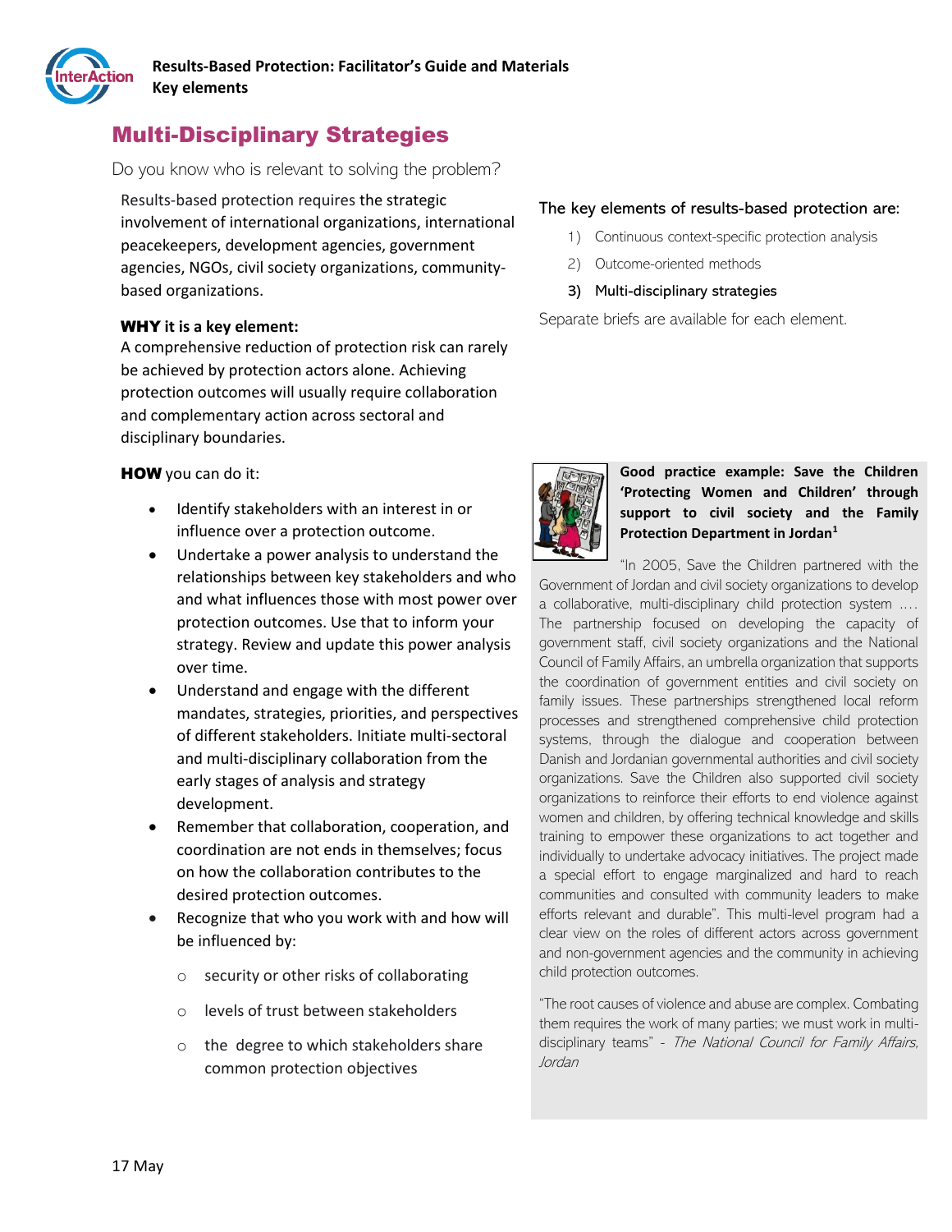# Multi-Disciplinary Strategies

Do you know who is relevant to solving the problem?

Results-based protection requires the strategic involvement of international organizations, international peacekeepers, development agencies, government agencies, NGOs, civil society organizations, community-based organizations.

**WHY it is a key element:**
A comprehensive reduction of protection risk can rarely be achieved by protection actors alone. Achieving protection outcomes will usually require collaboration and complementary action across sectoral and disciplinary boundaries.

**HOW** you can do it:

- Identify stakeholders with an interest in or influence over a protection outcome.
- Undertake a power analysis to understand the relationships between key stakeholders and who and what influences those with most power over protection outcomes. Use that to inform your strategy. Review and update this power analysis over time.
- Understand and engage with the different mandates, strategies, priorities, and perspectives of different stakeholders. Initiate multi-sectoral and multi-disciplinary collaboration from the early stages of analysis and strategy development.
- Remember that collaboration, cooperation, and coordination are not ends in themselves; focus on how the collaboration contributes to the desired protection outcomes.
- Recognize that who you work with and how will be influenced by:
  - security or other risks of collaborating
  - levels of trust between stakeholders
  - the degree to which stakeholders share common protection objectives

The key elements of results-based protection are:

1) Continuous context-specific protection analysis
2) Outcome-oriented methods
3) **Multi-disciplinary strategies**

Separate briefs are available for each element.

**Good practice example: Save the Children 'Protecting Women and Children' through support to civil society and the Family Protection Department in Jordan[1]**

"In 2005, Save the Children partnered with the Government of Jordan and civil society organizations to develop a collaborative, multi-disciplinary child protection system …. The partnership focused on developing the capacity of government staff, civil society organizations and the National Council of Family Affairs, an umbrella organization that supports the coordination of government entities and civil society on family issues. These partnerships strengthened local reform processes and strengthened comprehensive child protection systems, through the dialogue and cooperation between Danish and Jordanian governmental authorities and civil society organizations. Save the Children also supported civil society organizations to reinforce their efforts to end violence against women and children, by offering technical knowledge and skills training to empower these organizations to act together and individually to undertake advocacy initiatives. The project made a special effort to engage marginalized and hard to reach communities and consulted with community leaders to make efforts relevant and durable". This multi-level program had a clear view on the roles of different actors across government and non-government agencies and the community in achieving child protection outcomes.

"The root causes of violence and abuse are complex. Combating them requires the work of many parties; we must work in multi-disciplinary teams" - *The National Council for Family Affairs, Jordan*

17 May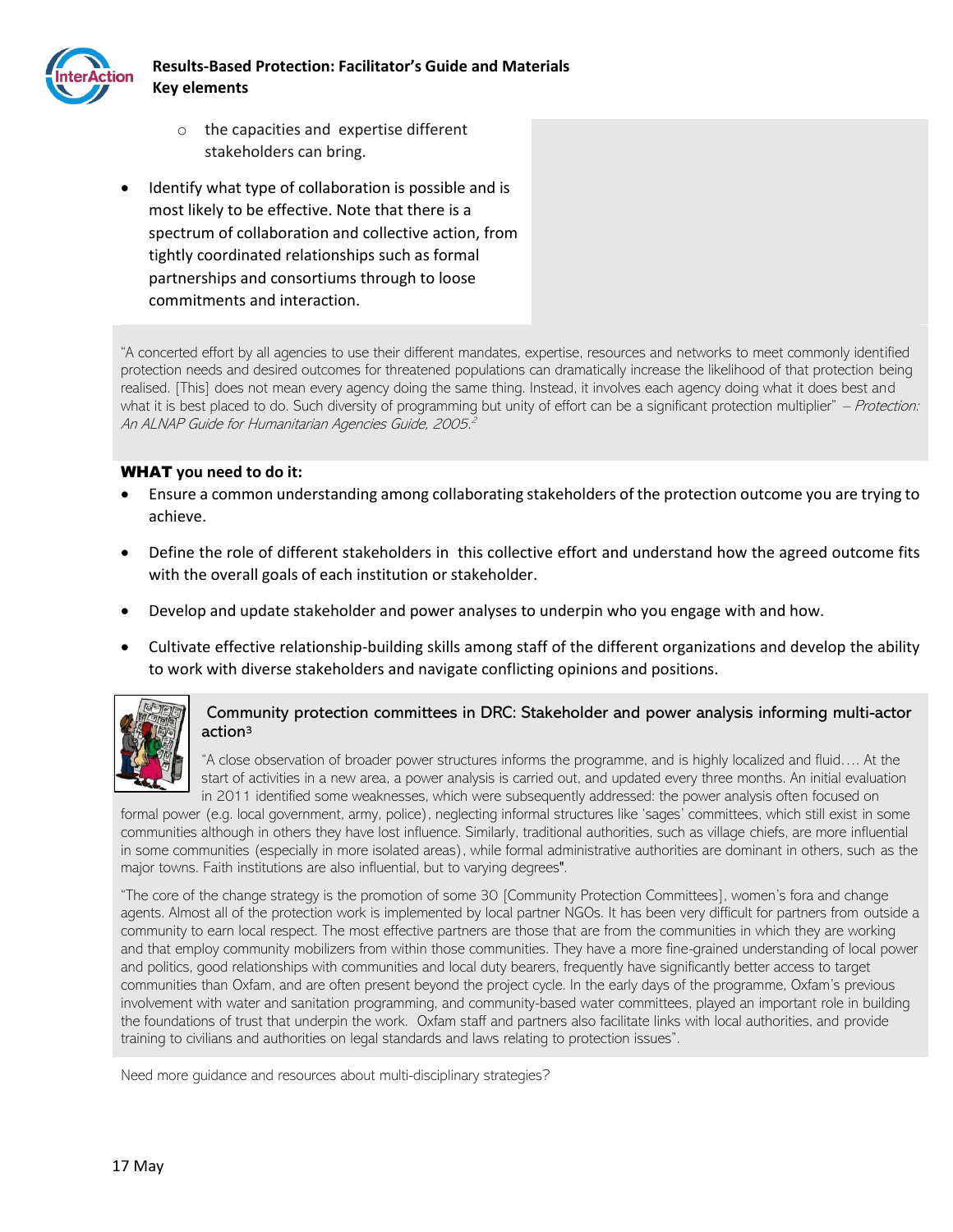- the capacities and expertise different stakeholders can bring.

- Identify what type of collaboration is possible and is most likely to be effective. Note that there is a spectrum of collaboration and collective action, from tightly coordinated relationships such as formal partnerships and consortiums through to loose commitments and interaction.

"A concerted effort by all agencies to use their different mandates, expertise, resources and networks to meet commonly identified protection needs and desired outcomes for threatened populations can dramatically increase the likelihood of that protection being realised. [This] does not mean every agency doing the same thing. Instead, it involves each agency doing what it does best and what it is best placed to do. Such diversity of programming but unity of effort can be a significant protection multiplier" – *Protection: An ALNAP Guide for Humanitarian Agencies Guide, 2005.*[2]

**WHAT you need to do it:**

- Ensure a common understanding among collaborating stakeholders of the protection outcome you are trying to achieve.
- Define the role of different stakeholders in this collective effort and understand how the agreed outcome fits with the overall goals of each institution or stakeholder.
- Develop and update stakeholder and power analyses to underpin who you engage with and how.
- Cultivate effective relationship-building skills among staff of the different organizations and develop the ability to work with diverse stakeholders and navigate conflicting opinions and positions.

Community protection committees in DRC: Stakeholder and power analysis informing multi-actor action[3]

"A close observation of broader power structures informs the programme, and is highly localized and fluid…. At the start of activities in a new area, a power analysis is carried out, and updated every three months. An initial evaluation in 2011 identified some weaknesses, which were subsequently addressed: the power analysis often focused on formal power (e.g. local government, army, police), neglecting informal structures like 'sages' committees, which still exist in some communities although in others they have lost influence. Similarly, traditional authorities, such as village chiefs, are more influential in some communities (especially in more isolated areas), while formal administrative authorities are dominant in others, such as the major towns. Faith institutions are also influential, but to varying degrees".

"The core of the change strategy is the promotion of some 30 [Community Protection Committees], women's fora and change agents. Almost all of the protection work is implemented by local partner NGOs. It has been very difficult for partners from outside a community to earn local respect. The most effective partners are those that are from the communities in which they are working and that employ community mobilizers from within those communities. They have a more fine-grained understanding of local power and politics, good relationships with communities and local duty bearers, frequently have significantly better access to target communities than Oxfam, and are often present beyond the project cycle. In the early days of the programme, Oxfam's previous involvement with water and sanitation programming, and community-based water committees, played an important role in building the foundations of trust that underpin the work. Oxfam staff and partners also facilitate links with local authorities, and provide training to civilians and authorities on legal standards and laws relating to protection issues".

Need more guidance and resources about multi-disciplinary strategies?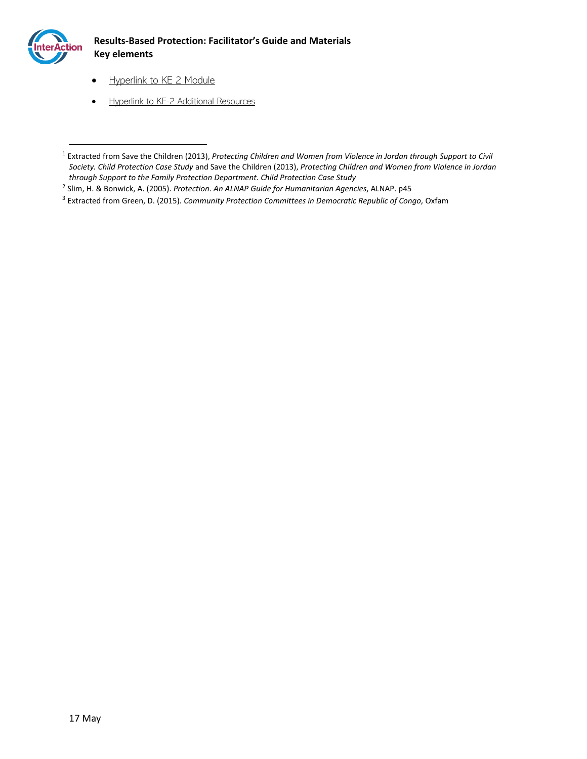- Hyperlink to KE 2 Module
- Hyperlink to KE-2 Additional Resources

---

[1] Extracted from Save the Children (2013), *Protecting Children and Women from Violence in Jordan through Support to Civil Society. Child Protection Case Study* and Save the Children (2013), *Protecting Children and Women from Violence in Jordan through Support to the Family Protection Department. Child Protection Case Study*

[2] Slim, H. & Bonwick, A. (2005). *Protection. An ALNAP Guide for Humanitarian Agencies*, ALNAP. p45

[3] Extracted from Green, D. (2015). *Community Protection Committees in Democratic Republic of Congo,* Oxfam